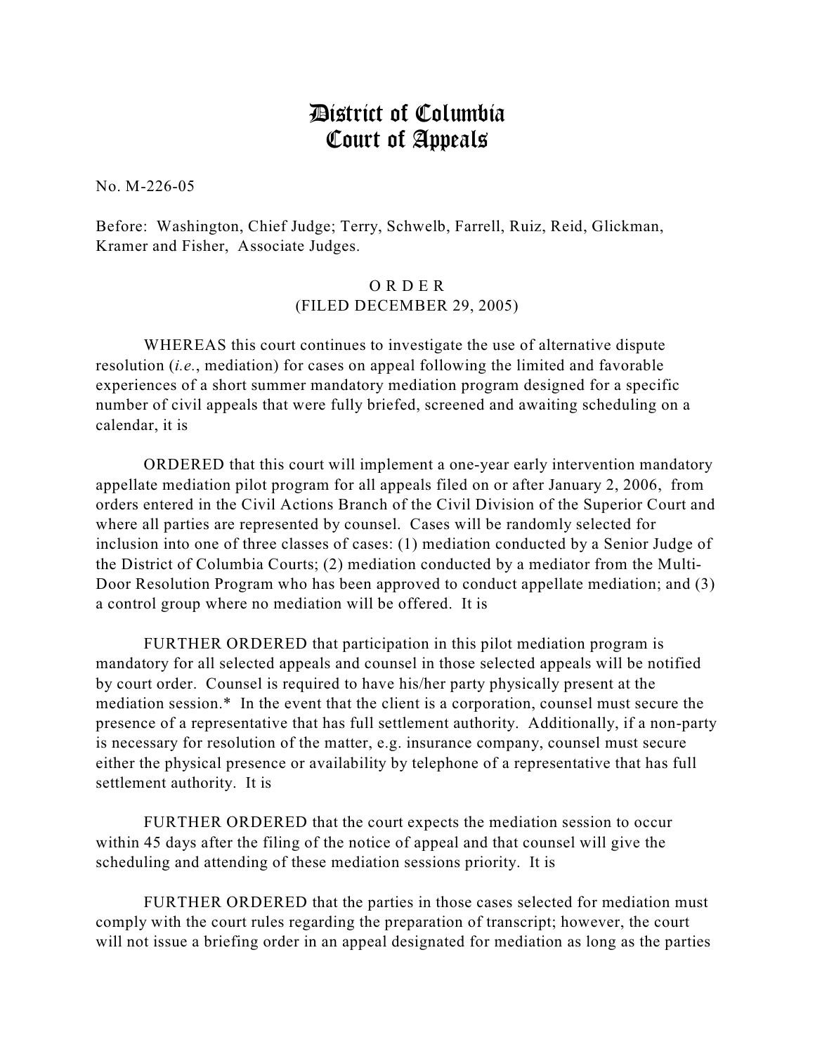# District of Columbia
# Court of Appeals

No. M-226-05

Before: Washington, Chief Judge; Terry, Schwelb, Farrell, Ruiz, Reid, Glickman, Kramer and Fisher, Associate Judges.

O R D E R
(FILED DECEMBER 29, 2005)

WHEREAS this court continues to investigate the use of alternative dispute resolution (*i.e.*, mediation) for cases on appeal following the limited and favorable experiences of a short summer mandatory mediation program designed for a specific number of civil appeals that were fully briefed, screened and awaiting scheduling on a calendar, it is

ORDERED that this court will implement a one-year early intervention mandatory appellate mediation pilot program for all appeals filed on or after January 2, 2006, from orders entered in the Civil Actions Branch of the Civil Division of the Superior Court and where all parties are represented by counsel. Cases will be randomly selected for inclusion into one of three classes of cases: (1) mediation conducted by a Senior Judge of the District of Columbia Courts; (2) mediation conducted by a mediator from the Multi-Door Resolution Program who has been approved to conduct appellate mediation; and (3) a control group where no mediation will be offered. It is

FURTHER ORDERED that participation in this pilot mediation program is mandatory for all selected appeals and counsel in those selected appeals will be notified by court order. Counsel is required to have his/her party physically present at the mediation session.* In the event that the client is a corporation, counsel must secure the presence of a representative that has full settlement authority. Additionally, if a non-party is necessary for resolution of the matter, e.g. insurance company, counsel must secure either the physical presence or availability by telephone of a representative that has full settlement authority. It is

FURTHER ORDERED that the court expects the mediation session to occur within 45 days after the filing of the notice of appeal and that counsel will give the scheduling and attending of these mediation sessions priority. It is

FURTHER ORDERED that the parties in those cases selected for mediation must comply with the court rules regarding the preparation of transcript; however, the court will not issue a briefing order in an appeal designated for mediation as long as the parties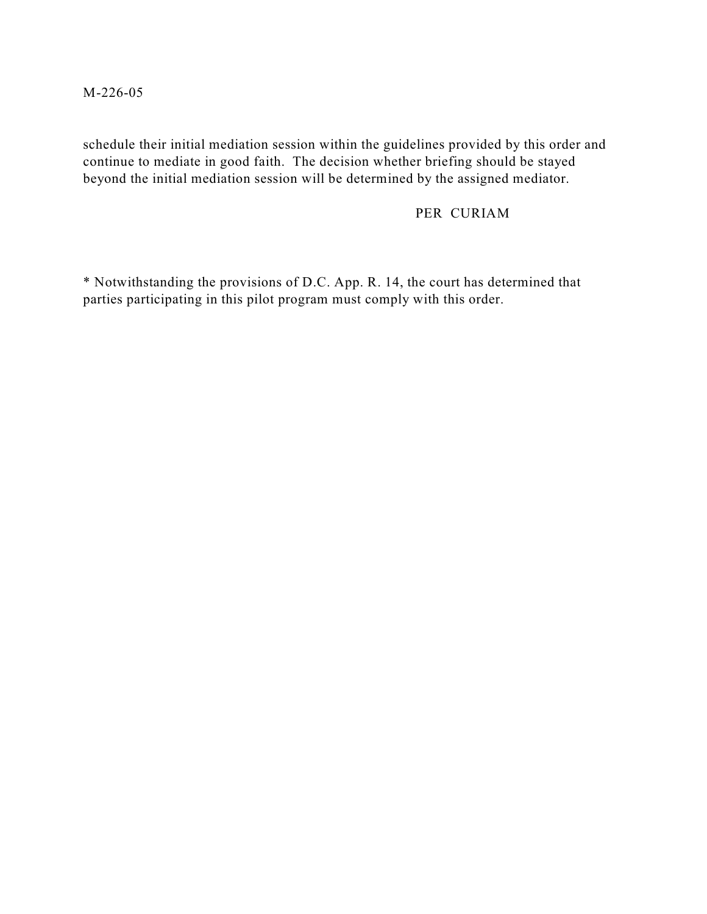schedule their initial mediation session within the guidelines provided by this order and continue to mediate in good faith. The decision whether briefing should be stayed beyond the initial mediation session will be determined by the assigned mediator.

PER CURIAM

* Notwithstanding the provisions of D.C. App. R. 14, the court has determined that parties participating in this pilot program must comply with this order.